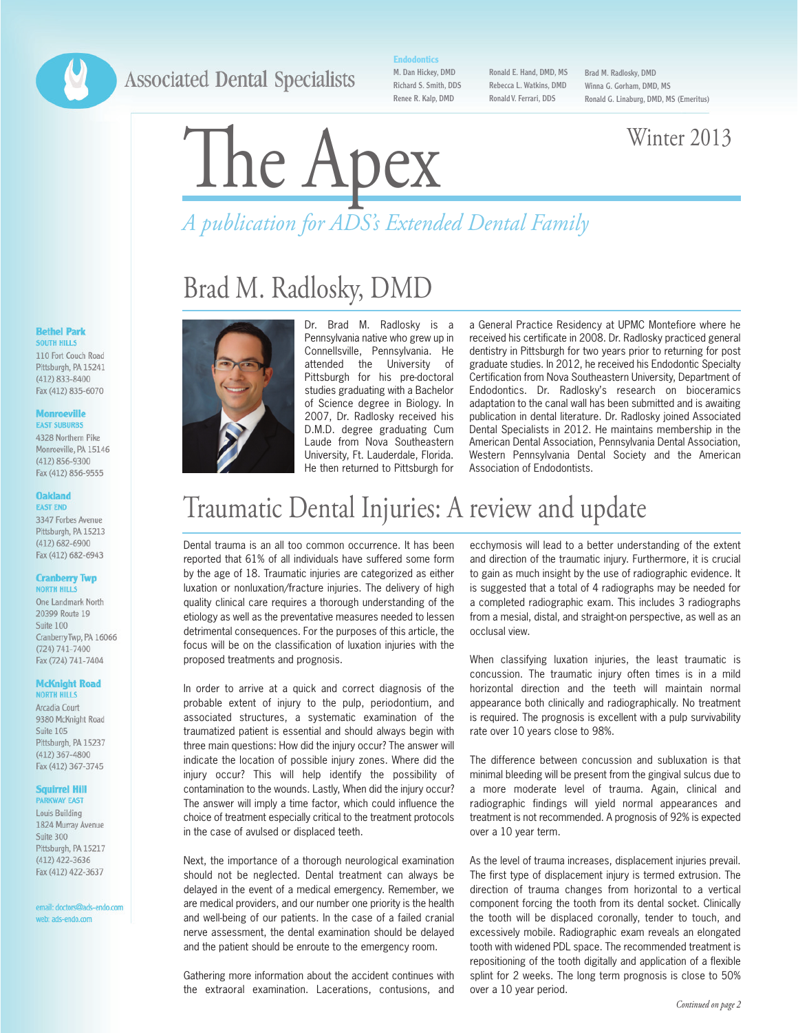Associated Dental Specialists

**Endodontics**

M. Dan Hickey, DMD
Richard S. Smith, DDS
Renee R. Kalp, DMD

Ronald E. Hand, DMD, MS
Rebecca L. Watkins, DMD
Ronald V. Ferrari, DDS

Brad M. Radlosky, DMD
Winna G. Gorham, DMD, MS
Ronald G. Linaburg, DMD, MS (Emeritus)

# The Apex

Winter 2013

*A publication for ADS's Extended Dental Family*

**Bethel Park**
SOUTH HILLS
110 Fort Couch Road
Pittsburgh, PA 15241
(412) 833-8400
Fax (412) 835-6070

**Monroeville**
EAST SUBURBS
4328 Northern Pike
Monroeville, PA 15146
(412) 856-9300
Fax (412) 856-9555

**Oakland**
EAST END
3347 Forbes Avenue
Pittsburgh, PA 15213
(412) 682-6900
Fax (412) 682-6943

**Cranberry Twp**
NORTH HILLS
One Landmark North
20399 Route 19
Suite 100
Cranberry Twp, PA 16066
(724) 741-7400
Fax (724) 741-7404

**McKnight Road**
NORTH HILLS
Arcadia Court
9380 McKnight Road
Suite 105
Pittsburgh, PA 15237
(412) 367-4800
Fax (412) 367-3745

**Squirrel Hill**
PARKWAY EAST
Louis Building
1824 Murray Avenue
Suite 300
Pittsburgh, PA 15217
(412) 422-3636
Fax (412) 422-3637

email: doctors@ads-endo.com
web: ads-endo.com

## Brad M. Radlosky, DMD

Dr. Brad M. Radlosky is a Pennsylvania native who grew up in Connellsville, Pennsylvania. He attended the University of Pittsburgh for his pre-doctoral studies graduating with a Bachelor of Science degree in Biology. In 2007, Dr. Radlosky received his D.M.D. degree graduating Cum Laude from Nova Southeastern University, Ft. Lauderdale, Florida. He then returned to Pittsburgh for a General Practice Residency at UPMC Montefiore where he received his certificate in 2008. Dr. Radlosky practiced general dentistry in Pittsburgh for two years prior to returning for post graduate studies. In 2012, he received his Endodontic Specialty Certification from Nova Southeastern University, Department of Endodontics. Dr. Radlosky's research on bioceramics adaptation to the canal wall has been submitted and is awaiting publication in dental literature. Dr. Radlosky joined Associated Dental Specialists in 2012. He maintains membership in the American Dental Association, Pennsylvania Dental Association, Western Pennsylvania Dental Society and the American Association of Endodontists.

## Traumatic Dental Injuries: A review and update

Dental trauma is an all too common occurrence. It has been reported that 61% of all individuals have suffered some form by the age of 18. Traumatic injuries are categorized as either luxation or nonluxation/fracture injuries. The delivery of high quality clinical care requires a thorough understanding of the etiology as well as the preventative measures needed to lessen detrimental consequences. For the purposes of this article, the focus will be on the classification of luxation injuries with the proposed treatments and prognosis.

In order to arrive at a quick and correct diagnosis of the probable extent of injury to the pulp, periodontium, and associated structures, a systematic examination of the traumatized patient is essential and should always begin with three main questions: How did the injury occur? The answer will indicate the location of possible injury zones. Where did the injury occur? This will help identify the possibility of contamination to the wounds. Lastly, When did the injury occur? The answer will imply a time factor, which could influence the choice of treatment especially critical to the treatment protocols in the case of avulsed or displaced teeth.

Next, the importance of a thorough neurological examination should not be neglected. Dental treatment can always be delayed in the event of a medical emergency. Remember, we are medical providers, and our number one priority is the health and well-being of our patients. In the case of a failed cranial nerve assessment, the dental examination should be delayed and the patient should be enroute to the emergency room.

Gathering more information about the accident continues with the extraoral examination. Lacerations, contusions, and ecchymosis will lead to a better understanding of the extent and direction of the traumatic injury. Furthermore, it is crucial to gain as much insight by the use of radiographic evidence. It is suggested that a total of 4 radiographs may be needed for a completed radiographic exam. This includes 3 radiographs from a mesial, distal, and straight-on perspective, as well as an occlusal view.

When classifying luxation injuries, the least traumatic is concussion. The traumatic injury often times is in a mild horizontal direction and the teeth will maintain normal appearance both clinically and radiographically. No treatment is required. The prognosis is excellent with a pulp survivability rate over 10 years close to 98%.

The difference between concussion and subluxation is that minimal bleeding will be present from the gingival sulcus due to a more moderate level of trauma. Again, clinical and radiographic findings will yield normal appearances and treatment is not recommended. A prognosis of 92% is expected over a 10 year term.

As the level of trauma increases, displacement injuries prevail. The first type of displacement injury is termed extrusion. The direction of trauma changes from horizontal to a vertical component forcing the tooth from its dental socket. Clinically the tooth will be displaced coronally, tender to touch, and excessively mobile. Radiographic exam reveals an elongated tooth with widened PDL space. The recommended treatment is repositioning of the tooth digitally and application of a flexible splint for 2 weeks. The long term prognosis is close to 50% over a 10 year period.

*Continued on page 2*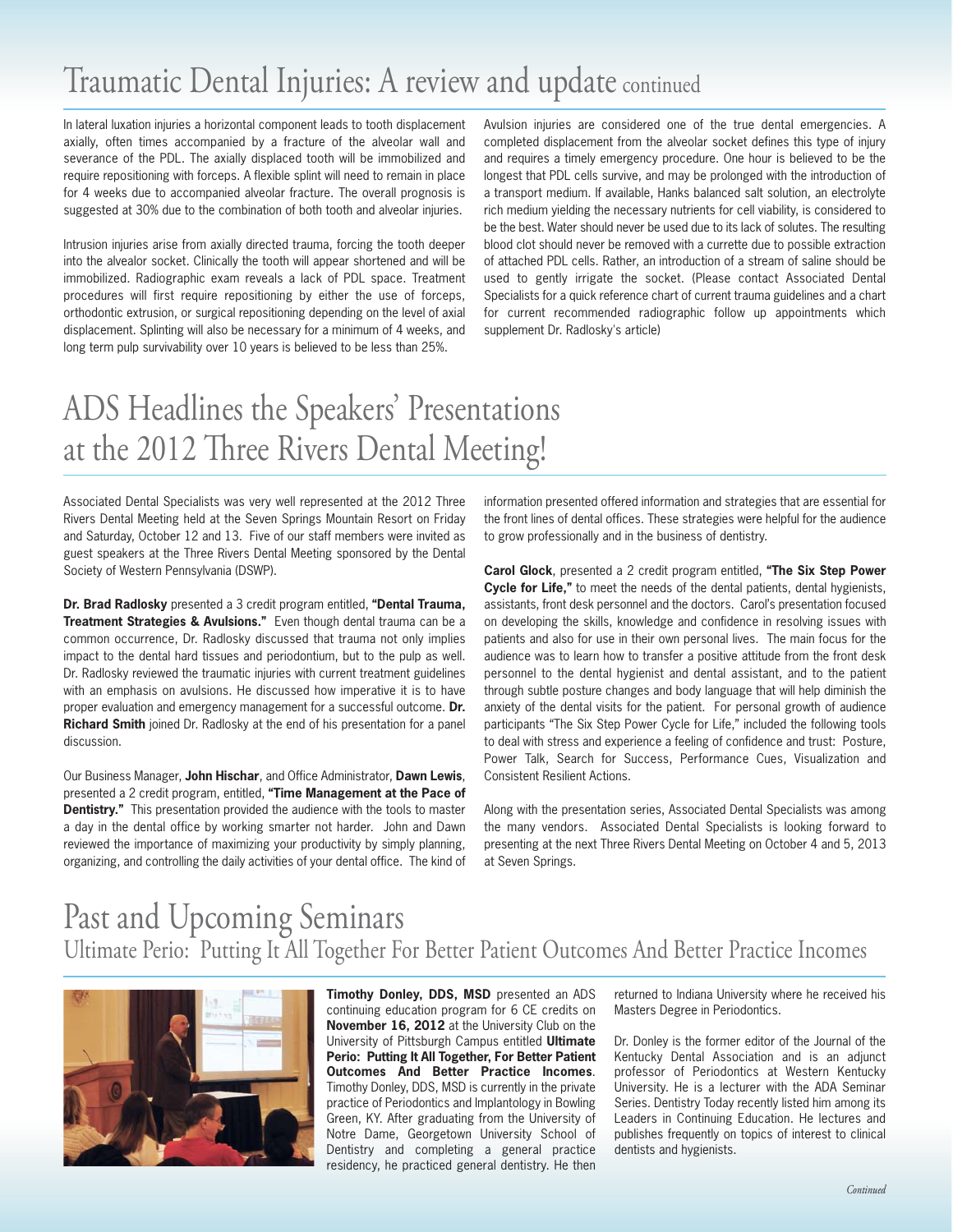# Traumatic Dental Injuries: A review and update continued

In lateral luxation injuries a horizontal component leads to tooth displacement axially, often times accompanied by a fracture of the alveolar wall and severance of the PDL. The axially displaced tooth will be immobilized and require repositioning with forceps. A flexible splint will need to remain in place for 4 weeks due to accompanied alveolar fracture. The overall prognosis is suggested at 30% due to the combination of both tooth and alveolar injuries.

Intrusion injuries arise from axially directed trauma, forcing the tooth deeper into the alveolar socket. Clinically the tooth will appear shortened and will be immobilized. Radiographic exam reveals a lack of PDL space. Treatment procedures will first require repositioning by either the use of forceps, orthodontic extrusion, or surgical repositioning depending on the level of axial displacement. Splinting will also be necessary for a minimum of 4 weeks, and long term pulp survivability over 10 years is believed to be less than 25%.

Avulsion injuries are considered one of the true dental emergencies. A completed displacement from the alveolar socket defines this type of injury and requires a timely emergency procedure. One hour is believed to be the longest that PDL cells survive, and may be prolonged with the introduction of a transport medium. If available, Hanks balanced salt solution, an electrolyte rich medium yielding the necessary nutrients for cell viability, is considered to be the best. Water should never be used due to its lack of solutes. The resulting blood clot should never be removed with a currette due to possible extraction of attached PDL cells. Rather, an introduction of a stream of saline should be used to gently irrigate the socket. (Please contact Associated Dental Specialists for a quick reference chart of current trauma guidelines and a chart for current recommended radiographic follow up appointments which supplement Dr. Radlosky's article)

# ADS Headlines the Speakers' Presentations at the 2012 Three Rivers Dental Meeting!

Associated Dental Specialists was very well represented at the 2012 Three Rivers Dental Meeting held at the Seven Springs Mountain Resort on Friday and Saturday, October 12 and 13. Five of our staff members were invited as guest speakers at the Three Rivers Dental Meeting sponsored by the Dental Society of Western Pennsylvania (DSWP).

**Dr. Brad Radlosky** presented a 3 credit program entitled, **"Dental Trauma, Treatment Strategies & Avulsions."** Even though dental trauma can be a common occurrence, Dr. Radlosky discussed that trauma not only implies impact to the dental hard tissues and periodontium, but to the pulp as well. Dr. Radlosky reviewed the traumatic injuries with current treatment guidelines with an emphasis on avulsions. He discussed how imperative it is to have proper evaluation and emergency management for a successful outcome. **Dr. Richard Smith** joined Dr. Radlosky at the end of his presentation for a panel discussion.

Our Business Manager, **John Hischar**, and Office Administrator, **Dawn Lewis**, presented a 2 credit program, entitled, **"Time Management at the Pace of Dentistry."** This presentation provided the audience with the tools to master a day in the dental office by working smarter not harder. John and Dawn reviewed the importance of maximizing your productivity by simply planning, organizing, and controlling the daily activities of your dental office. The kind of information presented offered information and strategies that are essential for the front lines of dental offices. These strategies were helpful for the audience to grow professionally and in the business of dentistry.

**Carol Glock**, presented a 2 credit program entitled, **"The Six Step Power Cycle for Life,"** to meet the needs of the dental patients, dental hygienists, assistants, front desk personnel and the doctors. Carol's presentation focused on developing the skills, knowledge and confidence in resolving issues with patients and also for use in their own personal lives. The main focus for the audience was to learn how to transfer a positive attitude from the front desk personnel to the dental hygienist and dental assistant, and to the patient through subtle posture changes and body language that will help diminish the anxiety of the dental visits for the patient. For personal growth of audience participants "The Six Step Power Cycle for Life," included the following tools to deal with stress and experience a feeling of confidence and trust: Posture, Power Talk, Search for Success, Performance Cues, Visualization and Consistent Resilient Actions.

Along with the presentation series, Associated Dental Specialists was among the many vendors. Associated Dental Specialists is looking forward to presenting at the next Three Rivers Dental Meeting on October 4 and 5, 2013 at Seven Springs.

# Past and Upcoming Seminars

## Ultimate Perio: Putting It All Together For Better Patient Outcomes And Better Practice Incomes

**Timothy Donley, DDS, MSD** presented an ADS continuing education program for 6 CE credits on **November 16, 2012** at the University Club on the University of Pittsburgh Campus entitled **Ultimate Perio: Putting It All Together, For Better Patient Outcomes And Better Practice Incomes**. Timothy Donley, DDS, MSD is currently in the private practice of Periodontics and Implantology in Bowling Green, KY. After graduating from the University of Notre Dame, Georgetown University School of Dentistry and completing a general practice residency, he practiced general dentistry. He then returned to Indiana University where he received his Masters Degree in Periodontics.

Dr. Donley is the former editor of the Journal of the Kentucky Dental Association and is an adjunct professor of Periodontics at Western Kentucky University. He is a lecturer with the ADA Seminar Series. Dentistry Today recently listed him among its Leaders in Continuing Education. He lectures and publishes frequently on topics of interest to clinical dentists and hygienists.

*Continued*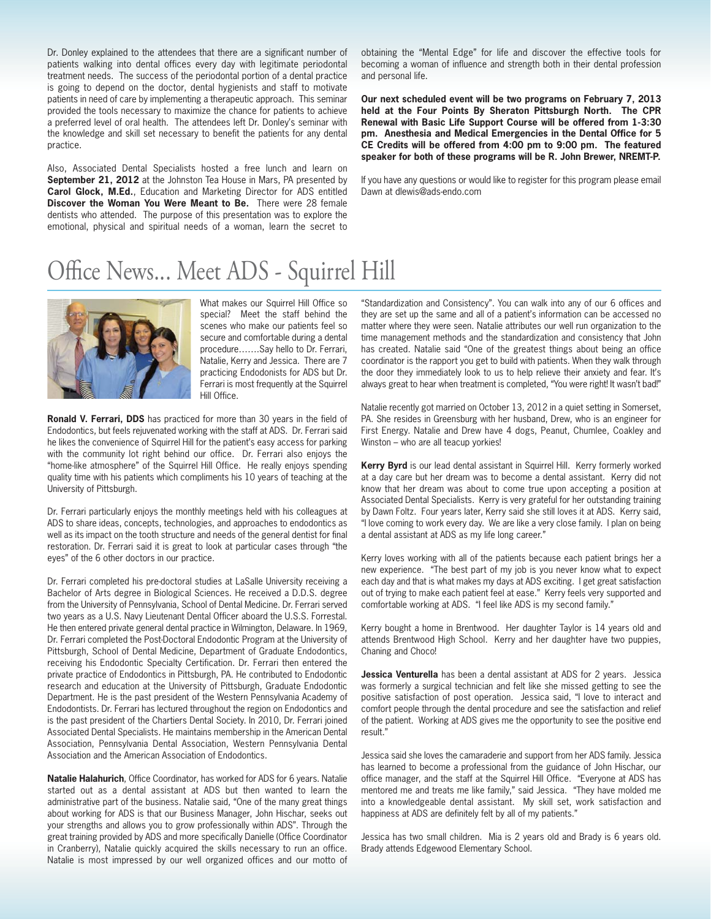Dr. Donley explained to the attendees that there are a significant number of patients walking into dental offices every day with legitimate periodontal treatment needs. The success of the periodontal portion of a dental practice is going to depend on the doctor, dental hygienists and staff to motivate patients in need of care by implementing a therapeutic approach. This seminar provided the tools necessary to maximize the chance for patients to achieve a preferred level of oral health. The attendees left Dr. Donley's seminar with the knowledge and skill set necessary to benefit the patients for any dental practice.

Also, Associated Dental Specialists hosted a free lunch and learn on **September 21, 2012** at the Johnston Tea House in Mars, PA presented by **Carol Glock, M.Ed.**, Education and Marketing Director for ADS entitled **Discover the Woman You Were Meant to Be.** There were 28 female dentists who attended. The purpose of this presentation was to explore the emotional, physical and spiritual needs of a woman, learn the secret to obtaining the "Mental Edge" for life and discover the effective tools for becoming a woman of influence and strength both in their dental profession and personal life.

**Our next scheduled event will be two programs on February 7, 2013 held at the Four Points By Sheraton Pittsburgh North. The CPR Renewal with Basic Life Support Course will be offered from 1-3:30 pm. Anesthesia and Medical Emergencies in the Dental Office for 5 CE Credits will be offered from 4:00 pm to 9:00 pm. The featured speaker for both of these programs will be R. John Brewer, NREMT-P.**

If you have any questions or would like to register for this program please email Dawn at dlewis@ads-endo.com

# Office News... Meet ADS - Squirrel Hill

What makes our Squirrel Hill Office so special? Meet the staff behind the scenes who make our patients feel so secure and comfortable during a dental procedure.......Say hello to Dr. Ferrari, Natalie, Kerry and Jessica. There are 7 practicing Endodonists for ADS but Dr. Ferrari is most frequently at the Squirrel Hill Office.

**Ronald V. Ferrari, DDS** has practiced for more than 30 years in the field of Endodontics, but feels rejuvenated working with the staff at ADS. Dr. Ferrari said he likes the convenience of Squirrel Hill for the patient's easy access for parking with the community lot right behind our office. Dr. Ferrari also enjoys the "home-like atmosphere" of the Squirrel Hill Office. He really enjoys spending quality time with his patients which compliments his 10 years of teaching at the University of Pittsburgh.

Dr. Ferrari particularly enjoys the monthly meetings held with his colleagues at ADS to share ideas, concepts, technologies, and approaches to endodontics as well as its impact on the tooth structure and needs of the general dentist for final restoration. Dr. Ferrari said it is great to look at particular cases through "the eyes" of the 6 other doctors in our practice.

Dr. Ferrari completed his pre-doctoral studies at LaSalle University receiving a Bachelor of Arts degree in Biological Sciences. He received a D.D.S. degree from the University of Pennsylvania, School of Dental Medicine. Dr. Ferrari served two years as a U.S. Navy Lieutenant Dental Officer aboard the U.S.S. Forrestal. He then entered private general dental practice in Wilmington, Delaware. In 1969, Dr. Ferrari completed the Post-Doctoral Endodontic Program at the University of Pittsburgh, School of Dental Medicine, Department of Graduate Endodontics, receiving his Endodontic Specialty Certification. Dr. Ferrari then entered the private practice of Endodontics in Pittsburgh, PA. He contributed to Endodontic research and education at the University of Pittsburgh, Graduate Endodontic Department. He is the past president of the Western Pennsylvania Academy of Endodontists. Dr. Ferrari has lectured throughout the region on Endodontics and is the past president of the Chartiers Dental Society. In 2010, Dr. Ferrari joined Associated Dental Specialists. He maintains membership in the American Dental Association, Pennsylvania Dental Association, Western Pennsylvania Dental Association and the American Association of Endodontics.

**Natalie Halahurich**, Office Coordinator, has worked for ADS for 6 years. Natalie started out as a dental assistant at ADS but then wanted to learn the administrative part of the business. Natalie said, "One of the many great things about working for ADS is that our Business Manager, John Hischar, seeks out your strengths and allows you to grow professionally within ADS". Through the great training provided by ADS and more specifically Danielle (Office Coordinator in Cranberry), Natalie quickly acquired the skills necessary to run an office. Natalie is most impressed by our well organized offices and our motto of "Standardization and Consistency". You can walk into any of our 6 offices and they are set up the same and all of a patient's information can be accessed no matter where they were seen. Natalie attributes our well run organization to the time management methods and the standardization and consistency that John has created. Natalie said "One of the greatest things about being an office coordinator is the rapport you get to build with patients. When they walk through the door they immediately look to us to help relieve their anxiety and fear. It's always great to hear when treatment is completed, "You were right! It wasn't bad!"

Natalie recently got married on October 13, 2012 in a quiet setting in Somerset, PA. She resides in Greensburg with her husband, Drew, who is an engineer for First Energy. Natalie and Drew have 4 dogs, Peanut, Chumlee, Coakley and Winston – who are all teacup yorkies!

**Kerry Byrd** is our lead dental assistant in Squirrel Hill. Kerry formerly worked at a day care but her dream was to become a dental assistant. Kerry did not know that her dream was about to come true upon accepting a position at Associated Dental Specialists. Kerry is very grateful for her outstanding training by Dawn Foltz. Four years later, Kerry said she still loves it at ADS. Kerry said, "I love coming to work every day. We are like a very close family. I plan on being a dental assistant at ADS as my life long career."

Kerry loves working with all of the patients because each patient brings her a new experience. "The best part of my job is you never know what to expect each day and that is what makes my days at ADS exciting. I get great satisfaction out of trying to make each patient feel at ease." Kerry feels very supported and comfortable working at ADS. "I feel like ADS is my second family."

Kerry bought a home in Brentwood. Her daughter Taylor is 14 years old and attends Brentwood High School. Kerry and her daughter have two puppies, Chaning and Choco!

**Jessica Venturella** has been a dental assistant at ADS for 2 years. Jessica was formerly a surgical technician and felt like she missed getting to see the positive satisfaction of post operation. Jessica said, "I love to interact and comfort people through the dental procedure and see the satisfaction and relief of the patient. Working at ADS gives me the opportunity to see the positive end result."

Jessica said she loves the camaraderie and support from her ADS family. Jessica has learned to become a professional from the guidance of John Hischar, our office manager, and the staff at the Squirrel Hill Office. "Everyone at ADS has mentored me and treats me like family," said Jessica. "They have molded me into a knowledgeable dental assistant. My skill set, work satisfaction and happiness at ADS are definitely felt by all of my patients."

Jessica has two small children. Mia is 2 years old and Brady is 6 years old. Brady attends Edgewood Elementary School.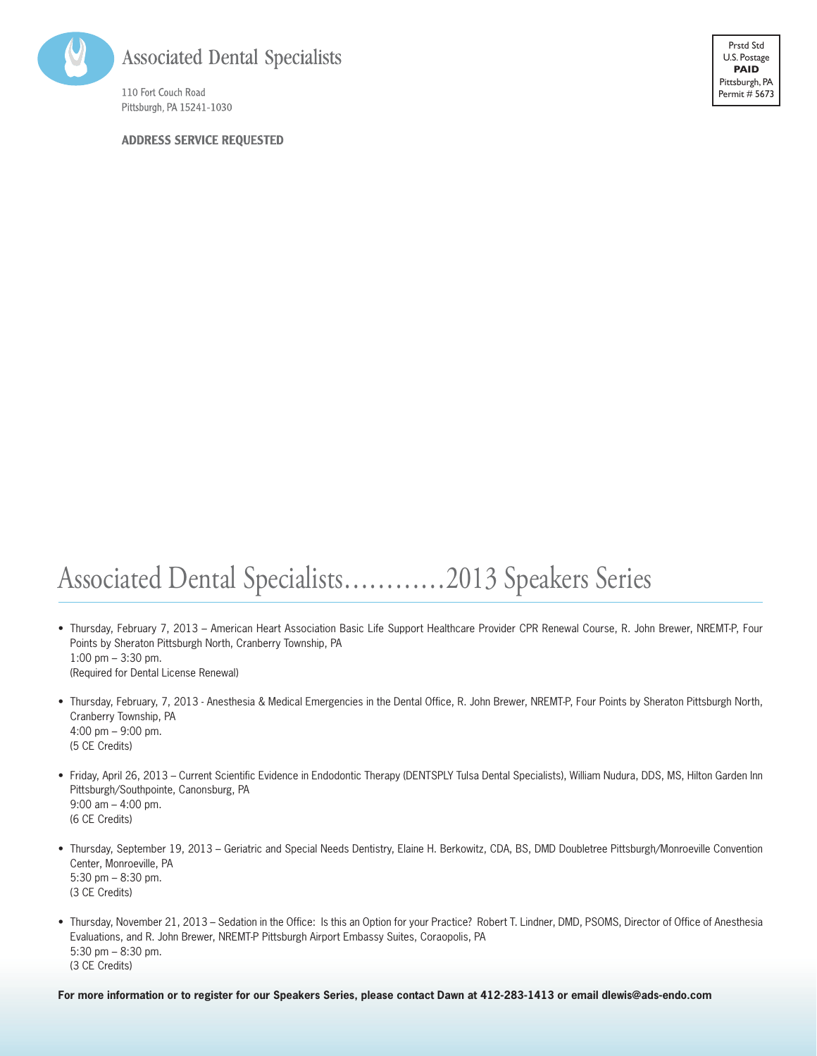Associated Dental Specialists

110 Fort Couch Road
Pittsburgh, PA 15241-1030

Prstd Std
U.S. Postage
**PAID**
Pittsburgh, PA
Permit # 5673

**ADDRESS SERVICE REQUESTED**

# Associated Dental Specialists............2013 Speakers Series

- Thursday, February 7, 2013 – American Heart Association Basic Life Support Healthcare Provider CPR Renewal Course, R. John Brewer, NREMT-P, Four Points by Sheraton Pittsburgh North, Cranberry Township, PA
  1:00 pm – 3:30 pm.
  (Required for Dental License Renewal)

- Thursday, February, 7, 2013 - Anesthesia & Medical Emergencies in the Dental Office, R. John Brewer, NREMT-P, Four Points by Sheraton Pittsburgh North, Cranberry Township, PA
  4:00 pm – 9:00 pm.
  (5 CE Credits)

- Friday, April 26, 2013 – Current Scientific Evidence in Endodontic Therapy (DENTSPLY Tulsa Dental Specialists), William Nudura, DDS, MS, Hilton Garden Inn Pittsburgh/Southpointe, Canonsburg, PA
  9:00 am – 4:00 pm.
  (6 CE Credits)

- Thursday, September 19, 2013 – Geriatric and Special Needs Dentistry, Elaine H. Berkowitz, CDA, BS, DMD Doubletree Pittsburgh/Monroeville Convention Center, Monroeville, PA
  5:30 pm – 8:30 pm.
  (3 CE Credits)

- Thursday, November 21, 2013 – Sedation in the Office: Is this an Option for your Practice? Robert T. Lindner, DMD, PSOMS, Director of Office of Anesthesia Evaluations, and R. John Brewer, NREMT-P Pittsburgh Airport Embassy Suites, Coraopolis, PA
  5:30 pm – 8:30 pm.
  (3 CE Credits)

**For more information or to register for our Speakers Series, please contact Dawn at 412-283-1413 or email dlewis@ads-endo.com**